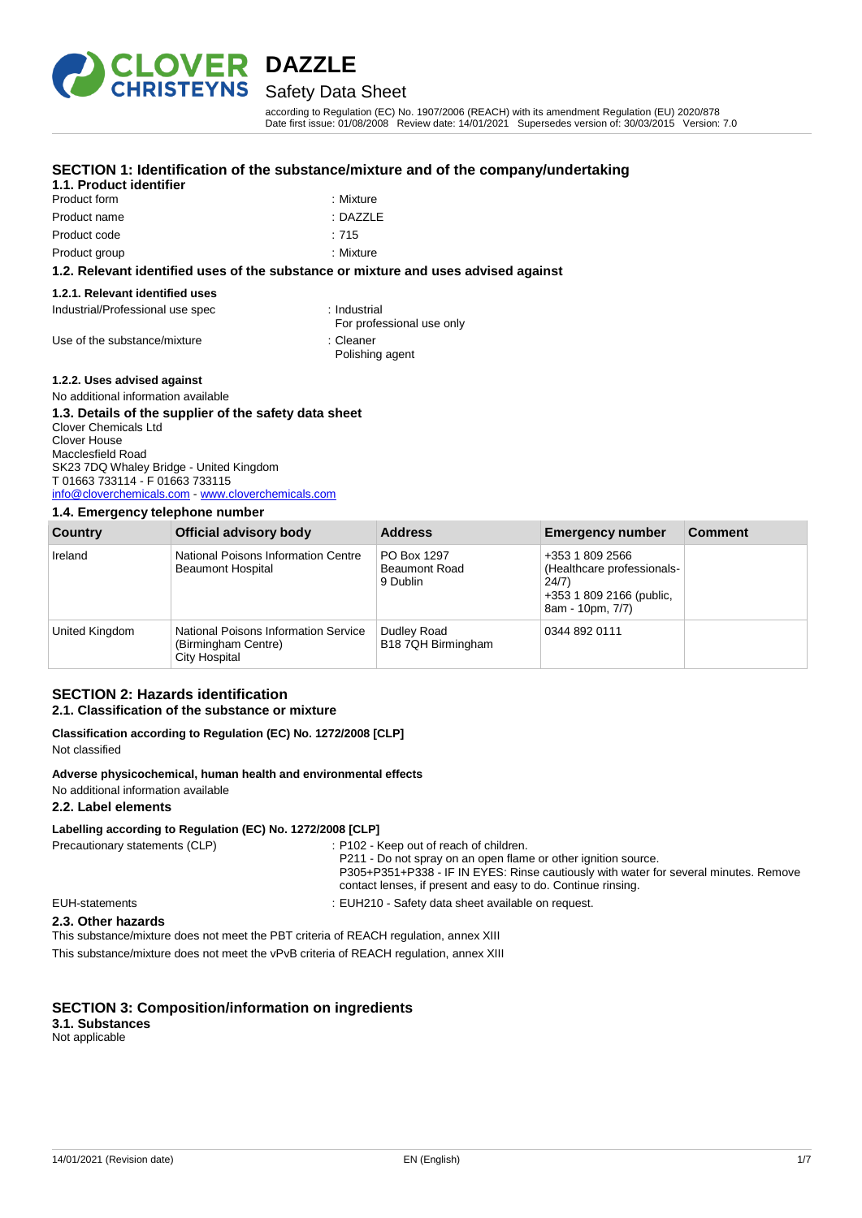# DAZZLE

## Safety Data Sheet

according to Regulation (EC) No. 1907/2006 (REACH) with its amendment Regulation (EU) 2020/878
Date first issue: 01/08/2008 Review date: 14/01/2021 Supersedes version of: 30/03/2015 Version: 7.0

## SECTION 1: Identification of the substance/mixture and of the company/undertaking

### 1.1. Product identifier

| | |
|---|---|
| Product form | : Mixture |
| Product name | : DAZZLE |
| Product code | : 715 |
| Product group | : Mixture |

### 1.2. Relevant identified uses of the substance or mixture and uses advised against

#### 1.2.1. Relevant identified uses

| | |
|---|---|
| Industrial/Professional use spec | : Industrial<br>For professional use only |
| Use of the substance/mixture | : Cleaner<br>Polishing agent |

#### 1.2.2. Uses advised against

No additional information available

### 1.3. Details of the supplier of the safety data sheet

Clover Chemicals Ltd
Clover House
Macclesfield Road
SK23 7DQ Whaley Bridge - United Kingdom
T 01663 733114 - F 01663 733115
info@cloverchemicals.com - www.cloverchemicals.com

### 1.4. Emergency telephone number

| Country | Official advisory body | Address | Emergency number | Comment |
|---|---|---|---|---|
| Ireland | National Poisons Information Centre Beaumont Hospital | PO Box 1297 Beaumont Road 9 Dublin | +353 1 809 2566 (Healthcare professionals-24/7) +353 1 809 2166 (public, 8am - 10pm, 7/7) | |
| United Kingdom | National Poisons Information Service (Birmingham Centre) City Hospital | Dudley Road B18 7QH Birmingham | 0344 892 0111 | |

## SECTION 2: Hazards identification

### 2.1. Classification of the substance or mixture

**Classification according to Regulation (EC) No. 1272/2008 [CLP]**

Not classified

**Adverse physicochemical, human health and environmental effects**

No additional information available

### 2.2. Label elements

**Labelling according to Regulation (EC) No. 1272/2008 [CLP]**

| | |
|---|---|
| Precautionary statements (CLP) | : P102 - Keep out of reach of children.<br>P211 - Do not spray on an open flame or other ignition source.<br>P305+P351+P338 - IF IN EYES: Rinse cautiously with water for several minutes. Remove contact lenses, if present and easy to do. Continue rinsing. |
| EUH-statements | : EUH210 - Safety data sheet available on request. |

### 2.3. Other hazards

This substance/mixture does not meet the PBT criteria of REACH regulation, annex XIII

This substance/mixture does not meet the vPvB criteria of REACH regulation, annex XIII

## SECTION 3: Composition/information on ingredients

### 3.1. Substances

Not applicable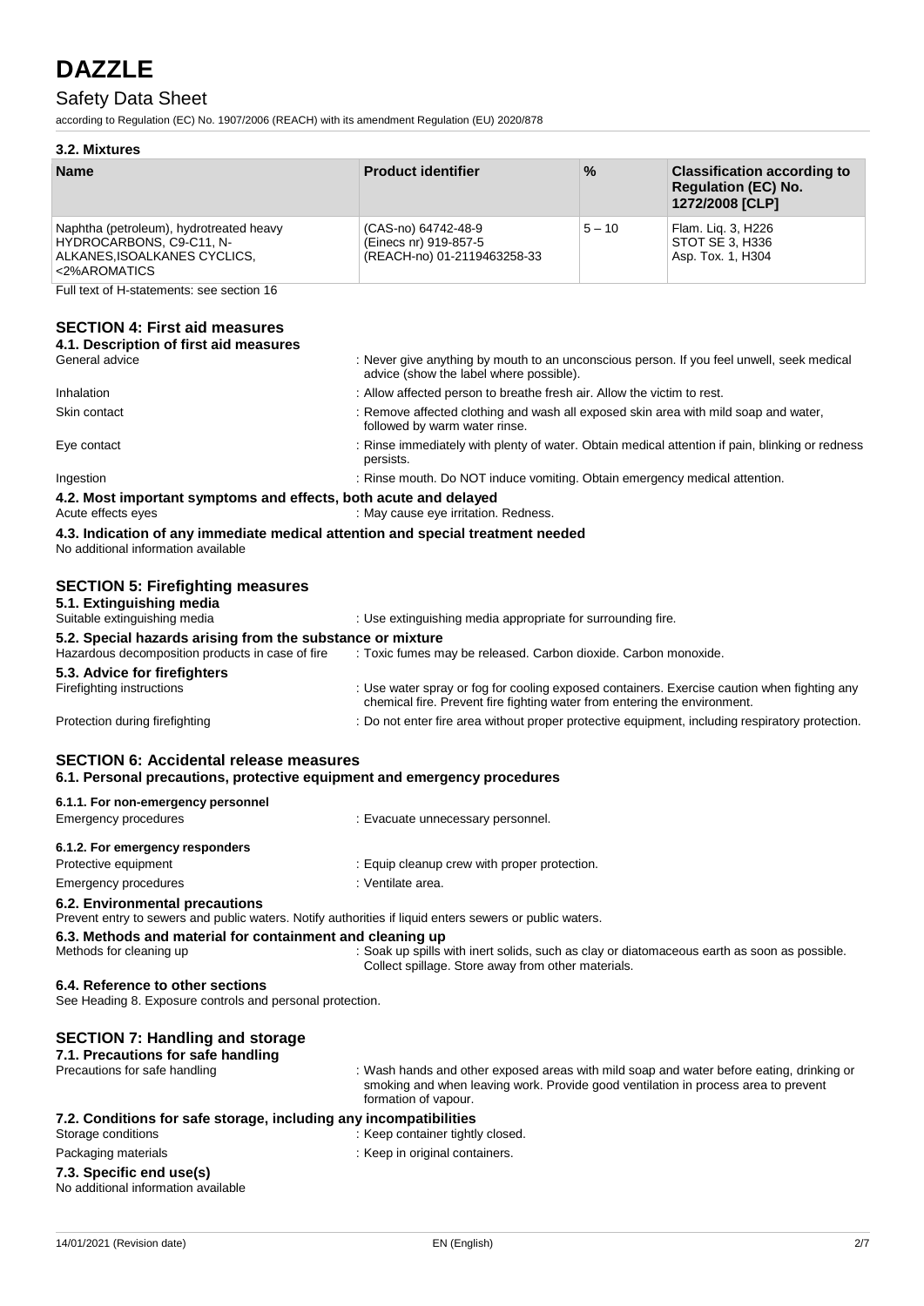### 3.2. Mixtures

| Name | Product identifier | % | Classification according to Regulation (EC) No. 1272/2008 [CLP] |
|---|---|---|---|
| Naphtha (petroleum), hydrotreated heavy HYDROCARBONS, C9-C11, N-ALKANES,ISOALKANES CYCLICS, <2%AROMATICS | (CAS-no) 64742-48-9<br>(Einecs nr) 919-857-5<br>(REACH-no) 01-2119463258-33 | 5 – 10 | Flam. Liq. 3, H226<br>STOT SE 3, H336<br>Asp. Tox. 1, H304 |

Full text of H-statements: see section 16

## SECTION 4: First aid measures

### 4.1. Description of first aid measures

General advice : Never give anything by mouth to an unconscious person. If you feel unwell, seek medical advice (show the label where possible).

Inhalation : Allow affected person to breathe fresh air. Allow the victim to rest.

Skin contact : Remove affected clothing and wash all exposed skin area with mild soap and water, followed by warm water rinse.

Eye contact : Rinse immediately with plenty of water. Obtain medical attention if pain, blinking or redness persists.

Ingestion : Rinse mouth. Do NOT induce vomiting. Obtain emergency medical attention.

### 4.2. Most important symptoms and effects, both acute and delayed

Acute effects eyes : May cause eye irritation. Redness.

### 4.3. Indication of any immediate medical attention and special treatment needed

No additional information available

## SECTION 5: Firefighting measures

### 5.1. Extinguishing media

Suitable extinguishing media : Use extinguishing media appropriate for surrounding fire.

### 5.2. Special hazards arising from the substance or mixture

Hazardous decomposition products in case of fire : Toxic fumes may be released. Carbon dioxide. Carbon monoxide.

### 5.3. Advice for firefighters

Firefighting instructions : Use water spray or fog for cooling exposed containers. Exercise caution when fighting any chemical fire. Prevent fire fighting water from entering the environment.

Protection during firefighting : Do not enter fire area without proper protective equipment, including respiratory protection.

## SECTION 6: Accidental release measures

### 6.1. Personal precautions, protective equipment and emergency procedures

#### 6.1.1. For non-emergency personnel

Emergency procedures : Evacuate unnecessary personnel.

#### 6.1.2. For emergency responders

Protective equipment : Equip cleanup crew with proper protection.

Emergency procedures : Ventilate area.

### 6.2. Environmental precautions

Prevent entry to sewers and public waters. Notify authorities if liquid enters sewers or public waters.

### 6.3. Methods and material for containment and cleaning up

Methods for cleaning up : Soak up spills with inert solids, such as clay or diatomaceous earth as soon as possible. Collect spillage. Store away from other materials.

### 6.4. Reference to other sections

See Heading 8. Exposure controls and personal protection.

## SECTION 7: Handling and storage

### 7.1. Precautions for safe handling

Precautions for safe handling : Wash hands and other exposed areas with mild soap and water before eating, drinking or smoking and when leaving work. Provide good ventilation in process area to prevent formation of vapour.

### 7.2. Conditions for safe storage, including any incompatibilities

Storage conditions : Keep container tightly closed.

Packaging materials : Keep in original containers.

### 7.3. Specific end use(s)

No additional information available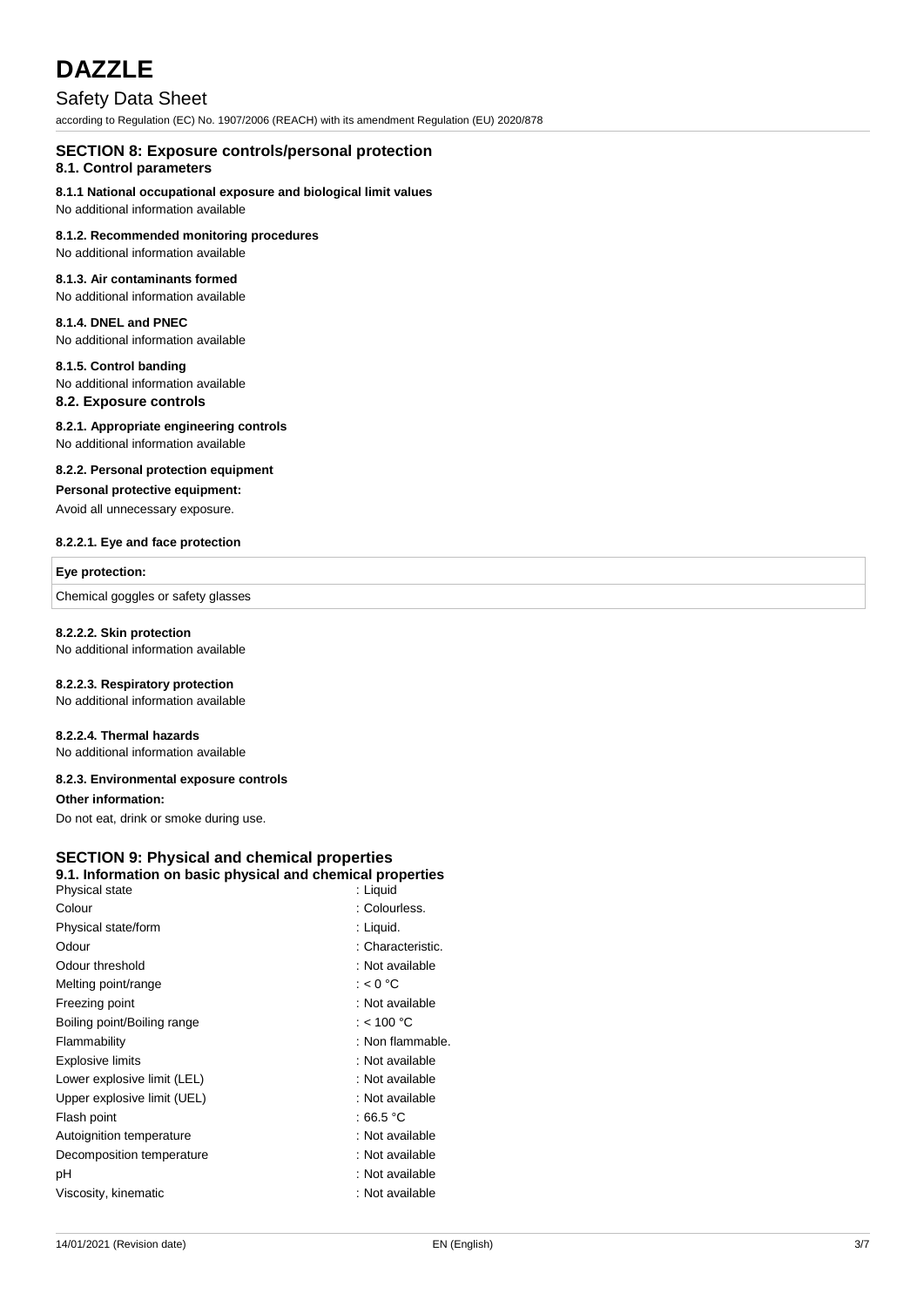## SECTION 8: Exposure controls/personal protection

### 8.1. Control parameters

**8.1.1 National occupational exposure and biological limit values**

No additional information available

**8.1.2. Recommended monitoring procedures**

No additional information available

**8.1.3. Air contaminants formed**

No additional information available

**8.1.4. DNEL and PNEC**

No additional information available

**8.1.5. Control banding**

No additional information available

### 8.2. Exposure controls

**8.2.1. Appropriate engineering controls**

No additional information available

**8.2.2. Personal protection equipment**

**Personal protective equipment:**

Avoid all unnecessary exposure.

**8.2.2.1. Eye and face protection**

| **Eye protection:** |
| --- |
| Chemical goggles or safety glasses |

**8.2.2.2. Skin protection**

No additional information available

**8.2.2.3. Respiratory protection**

No additional information available

**8.2.2.4. Thermal hazards**

No additional information available

**8.2.3. Environmental exposure controls**

**Other information:**

Do not eat, drink or smoke during use.

## SECTION 9: Physical and chemical properties

### 9.1. Information on basic physical and chemical properties

| | |
| --- | --- |
| Physical state | : Liquid |
| Colour | : Colourless. |
| Physical state/form | : Liquid. |
| Odour | : Characteristic. |
| Odour threshold | : Not available |
| Melting point/range | : < 0 °C |
| Freezing point | : Not available |
| Boiling point/Boiling range | : < 100 °C |
| Flammability | : Non flammable. |
| Explosive limits | : Not available |
| Lower explosive limit (LEL) | : Not available |
| Upper explosive limit (UEL) | : Not available |
| Flash point | : 66.5 °C |
| Autoignition temperature | : Not available |
| Decomposition temperature | : Not available |
| pH | : Not available |
| Viscosity, kinematic | : Not available |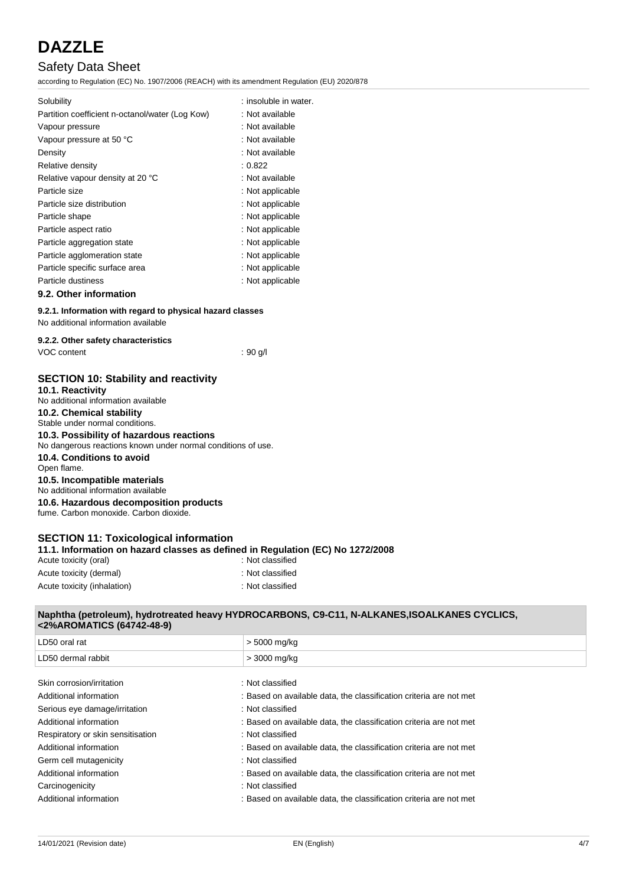| | |
|---|---|
| Solubility | : insoluble in water. |
| Partition coefficient n-octanol/water (Log Kow) | : Not available |
| Vapour pressure | : Not available |
| Vapour pressure at 50 °C | : Not available |
| Density | : Not available |
| Relative density | : 0.822 |
| Relative vapour density at 20 °C | : Not available |
| Particle size | : Not applicable |
| Particle size distribution | : Not applicable |
| Particle shape | : Not applicable |
| Particle aspect ratio | : Not applicable |
| Particle aggregation state | : Not applicable |
| Particle agglomeration state | : Not applicable |
| Particle specific surface area | : Not applicable |
| Particle dustiness | : Not applicable |

### 9.2. Other information

**9.2.1. Information with regard to physical hazard classes**

No additional information available

**9.2.2. Other safety characteristics**

VOC content : 90 g/l

## SECTION 10: Stability and reactivity

### 10.1. Reactivity

No additional information available

### 10.2. Chemical stability

Stable under normal conditions.

### 10.3. Possibility of hazardous reactions

No dangerous reactions known under normal conditions of use.

### 10.4. Conditions to avoid

Open flame.

### 10.5. Incompatible materials

No additional information available

### 10.6. Hazardous decomposition products

fume. Carbon monoxide. Carbon dioxide.

## SECTION 11: Toxicological information

### 11.1. Information on hazard classes as defined in Regulation (EC) No 1272/2008

| | |
|---|---|
| Acute toxicity (oral) | : Not classified |
| Acute toxicity (dermal) | : Not classified |
| Acute toxicity (inhalation) | : Not classified |

| **Naphtha (petroleum), hydrotreated heavy HYDROCARBONS, C9-C11, N-ALKANES,ISOALKANES CYCLICS, <2%AROMATICS (64742-48-9)** | |
|---|---|
| LD50 oral rat | > 5000 mg/kg |
| LD50 dermal rabbit | > 3000 mg/kg |

| | |
|---|---|
| Skin corrosion/irritation | : Not classified |
| Additional information | : Based on available data, the classification criteria are not met |
| Serious eye damage/irritation | : Not classified |
| Additional information | : Based on available data, the classification criteria are not met |
| Respiratory or skin sensitisation | : Not classified |
| Additional information | : Based on available data, the classification criteria are not met |
| Germ cell mutagenicity | : Not classified |
| Additional information | : Based on available data, the classification criteria are not met |
| Carcinogenicity | : Not classified |
| Additional information | : Based on available data, the classification criteria are not met |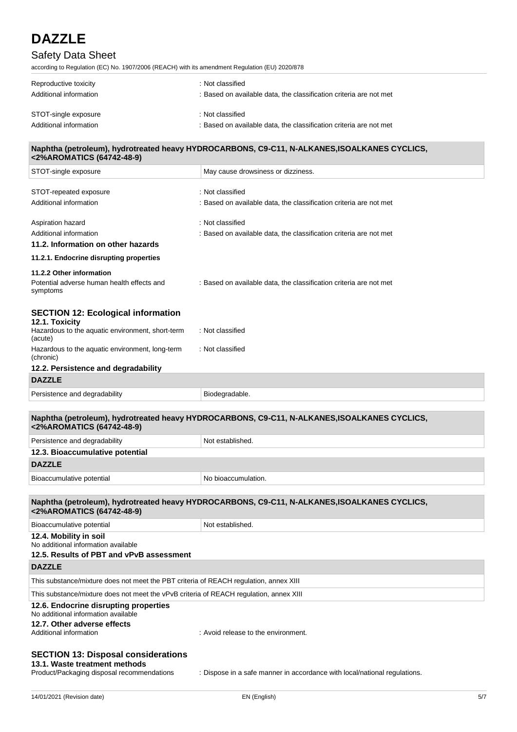Reproductive toxicity : Not classified
Additional information : Based on available data, the classification criteria are not met

STOT-single exposure : Not classified
Additional information : Based on available data, the classification criteria are not met

| Naphtha (petroleum), hydrotreated heavy HYDROCARBONS, C9-C11, N-ALKANES,ISOALKANES CYCLICS, <2%AROMATICS (64742-48-9) | |
|---|---|
| STOT-single exposure | May cause drowsiness or dizziness. |

STOT-repeated exposure : Not classified
Additional information : Based on available data, the classification criteria are not met

Aspiration hazard : Not classified
Additional information : Based on available data, the classification criteria are not met

### 11.2. Information on other hazards

#### 11.2.1. Endocrine disrupting properties

#### 11.2.2 Other information

Potential adverse human health effects and symptoms : Based on available data, the classification criteria are not met

## SECTION 12: Ecological information

### 12.1. Toxicity

Hazardous to the aquatic environment, short-term (acute) : Not classified

Hazardous to the aquatic environment, long-term (chronic) : Not classified

### 12.2. Persistence and degradability

| DAZZLE | |
|---|---|
| Persistence and degradability | Biodegradable. |

| Naphtha (petroleum), hydrotreated heavy HYDROCARBONS, C9-C11, N-ALKANES,ISOALKANES CYCLICS, <2%AROMATICS (64742-48-9) | |
|---|---|
| Persistence and degradability | Not established. |

### 12.3. Bioaccumulative potential

| DAZZLE | |
|---|---|
| Bioaccumulative potential | No bioaccumulation. |

| Naphtha (petroleum), hydrotreated heavy HYDROCARBONS, C9-C11, N-ALKANES,ISOALKANES CYCLICS, <2%AROMATICS (64742-48-9) | |
|---|---|
| Bioaccumulative potential | Not established. |

### 12.4. Mobility in soil

No additional information available

### 12.5. Results of PBT and vPvB assessment

| DAZZLE |
|---|
| This substance/mixture does not meet the PBT criteria of REACH regulation, annex XIII |
| This substance/mixture does not meet the vPvB criteria of REACH regulation, annex XIII |

### 12.6. Endocrine disrupting properties

No additional information available

### 12.7. Other adverse effects

Additional information : Avoid release to the environment.

## SECTION 13: Disposal considerations

### 13.1. Waste treatment methods

Product/Packaging disposal recommendations : Dispose in a safe manner in accordance with local/national regulations.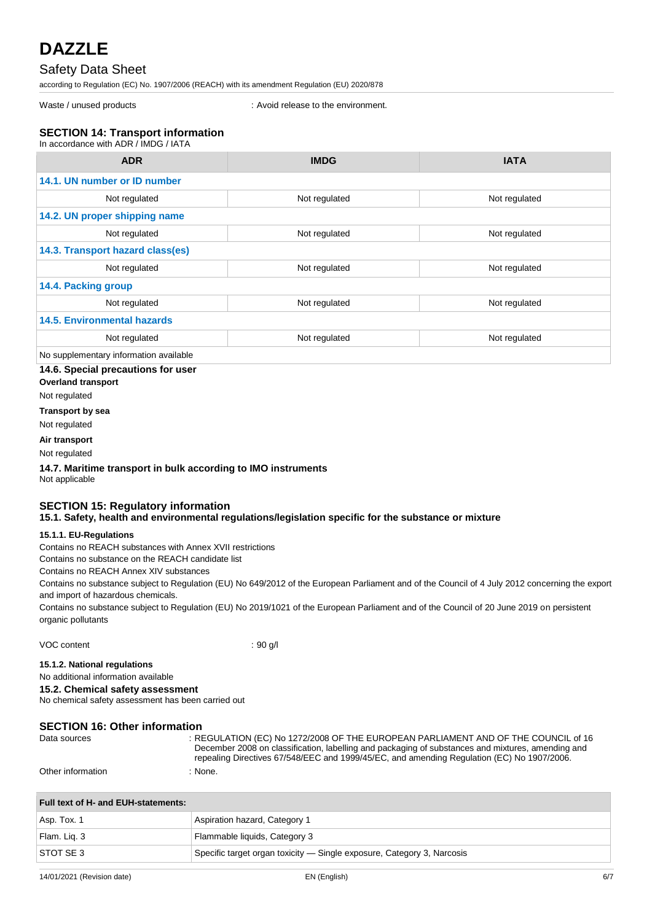Waste / unused products : Avoid release to the environment.

## SECTION 14: Transport information

In accordance with ADR / IMDG / IATA

| ADR | IMDG | IATA |
|---|---|---|
| **14.1. UN number or ID number** | | |
| Not regulated | Not regulated | Not regulated |
| **14.2. UN proper shipping name** | | |
| Not regulated | Not regulated | Not regulated |
| **14.3. Transport hazard class(es)** | | |
| Not regulated | Not regulated | Not regulated |
| **14.4. Packing group** | | |
| Not regulated | Not regulated | Not regulated |
| **14.5. Environmental hazards** | | |
| Not regulated | Not regulated | Not regulated |
| No supplementary information available | | |

### 14.6. Special precautions for user

**Overland transport**

Not regulated

**Transport by sea**

Not regulated

**Air transport**

Not regulated

### 14.7. Maritime transport in bulk according to IMO instruments

Not applicable

## SECTION 15: Regulatory information

### 15.1. Safety, health and environmental regulations/legislation specific for the substance or mixture

#### 15.1.1. EU-Regulations

Contains no REACH substances with Annex XVII restrictions

Contains no substance on the REACH candidate list

Contains no REACH Annex XIV substances

Contains no substance subject to Regulation (EU) No 649/2012 of the European Parliament and of the Council of 4 July 2012 concerning the export and import of hazardous chemicals.

Contains no substance subject to Regulation (EU) No 2019/1021 of the European Parliament and of the Council of 20 June 2019 on persistent organic pollutants

VOC content : 90 g/l

#### 15.1.2. National regulations

No additional information available

### 15.2. Chemical safety assessment

No chemical safety assessment has been carried out

## SECTION 16: Other information

Data sources : REGULATION (EC) No 1272/2008 OF THE EUROPEAN PARLIAMENT AND OF THE COUNCIL of 16 December 2008 on classification, labelling and packaging of substances and mixtures, amending and repealing Directives 67/548/EEC and 1999/45/EC, and amending Regulation (EC) No 1907/2006.

Other information : None.

| Full text of H- and EUH-statements: | |
|---|---|
| Asp. Tox. 1 | Aspiration hazard, Category 1 |
| Flam. Liq. 3 | Flammable liquids, Category 3 |
| STOT SE 3 | Specific target organ toxicity — Single exposure, Category 3, Narcosis |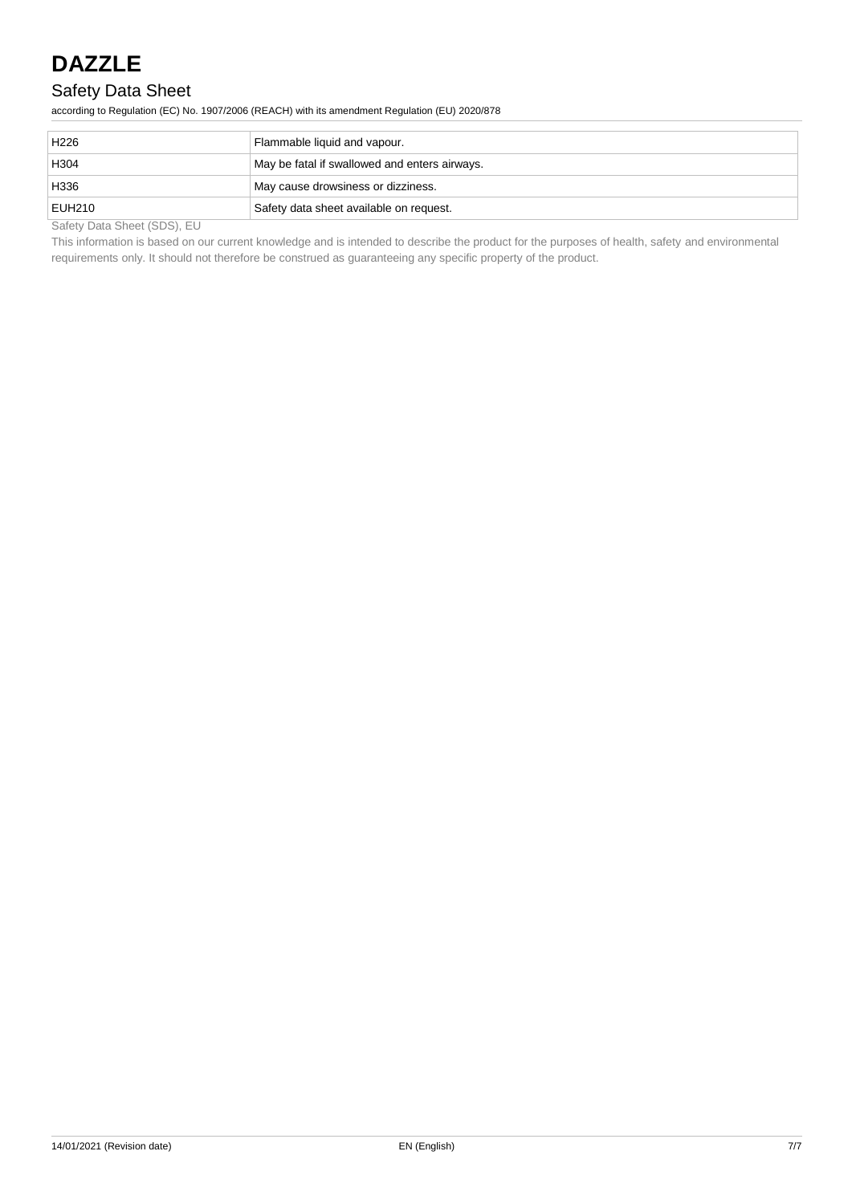| | |
|---|---|
| H226 | Flammable liquid and vapour. |
| H304 | May be fatal if swallowed and enters airways. |
| H336 | May cause drowsiness or dizziness. |
| EUH210 | Safety data sheet available on request. |

Safety Data Sheet (SDS), EU

This information is based on our current knowledge and is intended to describe the product for the purposes of health, safety and environmental requirements only. It should not therefore be construed as guaranteeing any specific property of the product.